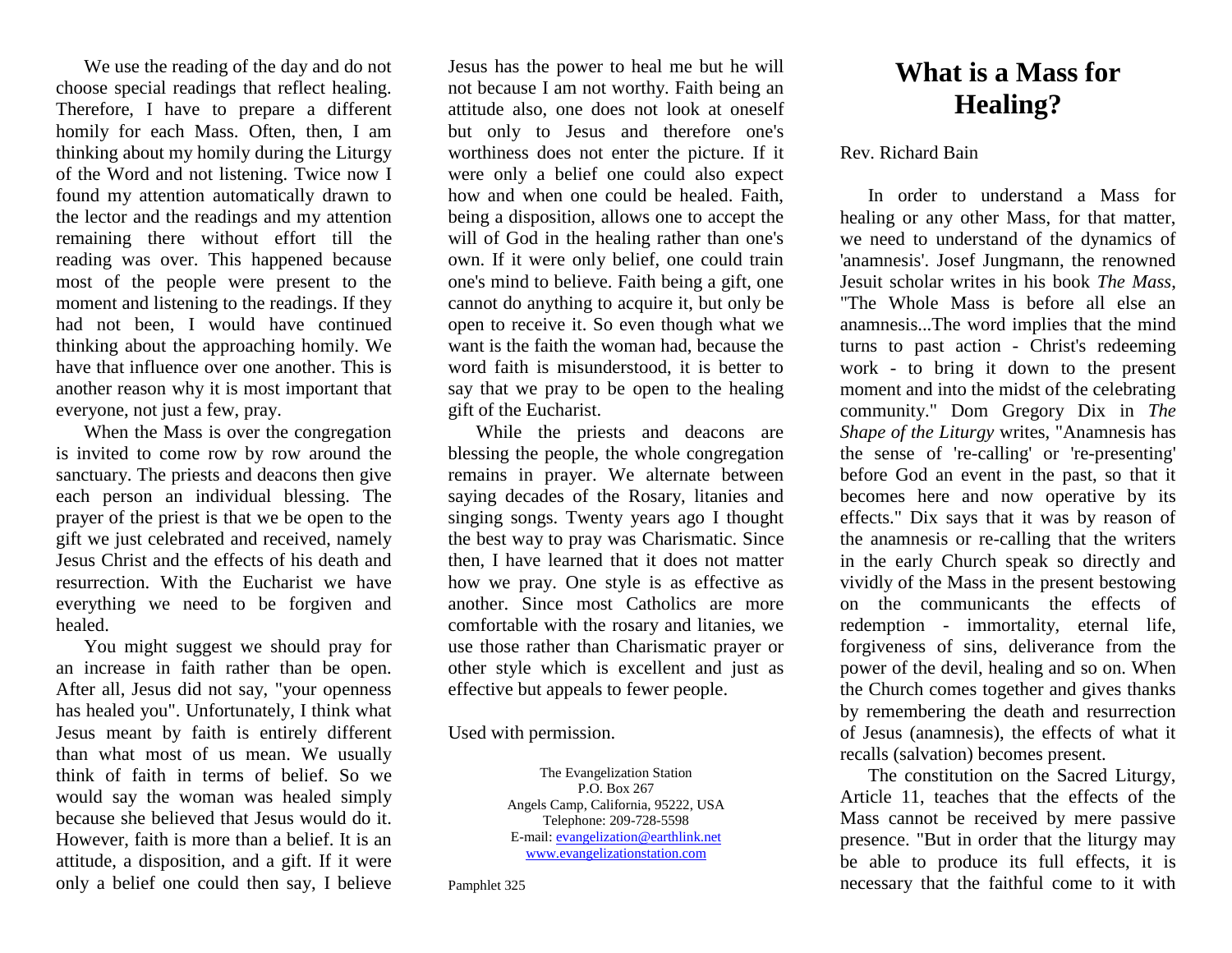We use the reading of the day and do not choose special readings that reflect healing. Therefore, I have to prepare a different homily for each Mass. Often, then, I am thinking about my homily during the Liturgy of the Word and not listening. Twice now I found my attention automatically drawn to the lector and the readings and my attention remaining there without effort till the reading was over. This happened because most of the people were present to the moment and listening to the readings. If they had not been, I would have continued thinking about the approaching homily. We have that influence over one another. This is another reason why it is most important that everyone, not just a few, pray.

When the Mass is over the congregation is invited to come row by row around the sanctuary. The priests and deacons then give each person an individual blessing. The prayer of the priest is that we be open to the gift we just celebrated and received, namely Jesus Christ and the effects of his death and resurrection. With the Eucharist we have everything we need to be forgiven and healed.

You might suggest we should pray for an increase in faith rather than be open. After all, Jesus did not say, "your openness has healed you". Unfortunately, I think what Jesus meant by faith is entirely different than what most of us mean. We usually think of faith in terms of belief. So we would say the woman was healed simply because she believed that Jesus would do it. However, faith is more than a belief. It is an attitude, a disposition, and a gift. If it were only a belief one could then say, I believe Jesus has the power to heal me but he will not because I am not worthy. Faith being an attitude also, one does not look at oneself but only to Jesus and therefore one's worthiness does not enter the picture. If it were only a belief one could also expect how and when one could be healed. Faith, being a disposition, allows one to accept the will of God in the healing rather than one's own. If it were only belief, one could train one's mind to believe. Faith being a gift, one cannot do anything to acquire it, but only be open to receive it. So even though what we want is the faith the woman had, because the word faith is misunderstood, it is better to say that we pray to be open to the healing gift of the Eucharist.

While the priests and deacons are blessing the people, the whole congregation remains in prayer. We alternate between saying decades of the Rosary, litanies and singing songs. Twenty years ago I thought the best way to pray was Charismatic. Since then, I have learned that it does not matter how we pray. One style is as effective as another. Since most Catholics are more comfortable with the rosary and litanies, we use those rather than Charismatic prayer or other style which is excellent and just as effective but appeals to fewer people.

Used with permission.

The Evangelization Station
P.O. Box 267
Angels Camp, California, 95222, USA
Telephone: 209-728-5598
E-mail: evangelization@earthlink.net
www.evangelizationstation.com

Pamphlet 325

# What is a Mass for Healing?

Rev. Richard Bain

In order to understand a Mass for healing or any other Mass, for that matter, we need to understand of the dynamics of 'anamnesis'. Josef Jungmann, the renowned Jesuit scholar writes in his book *The Mass*, "The Whole Mass is before all else an anamnesis...The word implies that the mind turns to past action - Christ's redeeming work - to bring it down to the present moment and into the midst of the celebrating community." Dom Gregory Dix in *The Shape of the Liturgy* writes, "Anamnesis has the sense of 're-calling' or 're-presenting' before God an event in the past, so that it becomes here and now operative by its effects." Dix says that it was by reason of the anamnesis or re-calling that the writers in the early Church speak so directly and vividly of the Mass in the present bestowing on the communicants the effects of redemption - immortality, eternal life, forgiveness of sins, deliverance from the power of the devil, healing and so on. When the Church comes together and gives thanks by remembering the death and resurrection of Jesus (anamnesis), the effects of what it recalls (salvation) becomes present.

The constitution on the Sacred Liturgy, Article 11, teaches that the effects of the Mass cannot be received by mere passive presence. "But in order that the liturgy may be able to produce its full effects, it is necessary that the faithful come to it with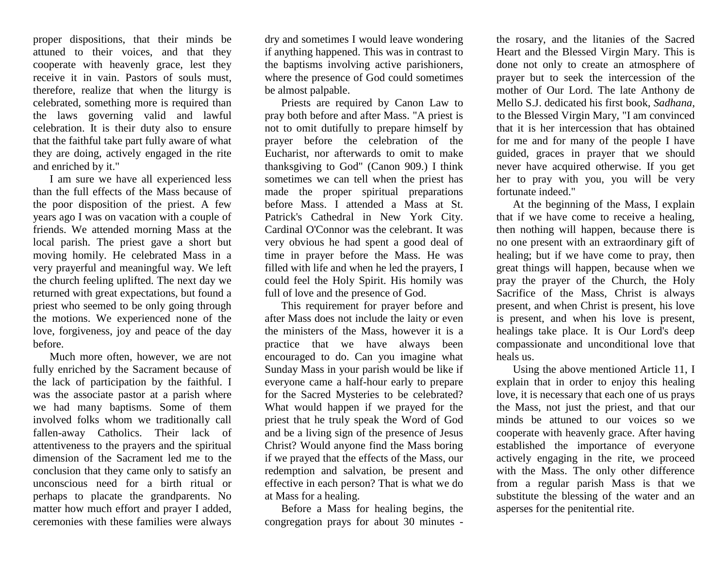proper dispositions, that their minds be attuned to their voices, and that they cooperate with heavenly grace, lest they receive it in vain. Pastors of souls must, therefore, realize that when the liturgy is celebrated, something more is required than the laws governing valid and lawful celebration. It is their duty also to ensure that the faithful take part fully aware of what they are doing, actively engaged in the rite and enriched by it."

I am sure we have all experienced less than the full effects of the Mass because of the poor disposition of the priest. A few years ago I was on vacation with a couple of friends. We attended morning Mass at the local parish. The priest gave a short but moving homily. He celebrated Mass in a very prayerful and meaningful way. We left the church feeling uplifted. The next day we returned with great expectations, but found a priest who seemed to be only going through the motions. We experienced none of the love, forgiveness, joy and peace of the day before.

Much more often, however, we are not fully enriched by the Sacrament because of the lack of participation by the faithful. I was the associate pastor at a parish where we had many baptisms. Some of them involved folks whom we traditionally call fallen-away Catholics. Their lack of attentiveness to the prayers and the spiritual dimension of the Sacrament led me to the conclusion that they came only to satisfy an unconscious need for a birth ritual or perhaps to placate the grandparents. No matter how much effort and prayer I added, ceremonies with these families were always dry and sometimes I would leave wondering if anything happened. This was in contrast to the baptisms involving active parishioners, where the presence of God could sometimes be almost palpable.

Priests are required by Canon Law to pray both before and after Mass. "A priest is not to omit dutifully to prepare himself by prayer before the celebration of the Eucharist, nor afterwards to omit to make thanksgiving to God" (Canon 909.) I think sometimes we can tell when the priest has made the proper spiritual preparations before Mass. I attended a Mass at St. Patrick's Cathedral in New York City. Cardinal O'Connor was the celebrant. It was very obvious he had spent a good deal of time in prayer before the Mass. He was filled with life and when he led the prayers, I could feel the Holy Spirit. His homily was full of love and the presence of God.

This requirement for prayer before and after Mass does not include the laity or even the ministers of the Mass, however it is a practice that we have always been encouraged to do. Can you imagine what Sunday Mass in your parish would be like if everyone came a half-hour early to prepare for the Sacred Mysteries to be celebrated? What would happen if we prayed for the priest that he truly speak the Word of God and be a living sign of the presence of Jesus Christ? Would anyone find the Mass boring if we prayed that the effects of the Mass, our redemption and salvation, be present and effective in each person? That is what we do at Mass for a healing.

Before a Mass for healing begins, the congregation prays for about 30 minutes - the rosary, and the litanies of the Sacred Heart and the Blessed Virgin Mary. This is done not only to create an atmosphere of prayer but to seek the intercession of the mother of Our Lord. The late Anthony de Mello S.J. dedicated his first book, *Sadhana*, to the Blessed Virgin Mary, "I am convinced that it is her intercession that has obtained for me and for many of the people I have guided, graces in prayer that we should never have acquired otherwise. If you get her to pray with you, you will be very fortunate indeed."

At the beginning of the Mass, I explain that if we have come to receive a healing, then nothing will happen, because there is no one present with an extraordinary gift of healing; but if we have come to pray, then great things will happen, because when we pray the prayer of the Church, the Holy Sacrifice of the Mass, Christ is always present, and when Christ is present, his love is present, and when his love is present, healings take place. It is Our Lord's deep compassionate and unconditional love that heals us.

Using the above mentioned Article 11, I explain that in order to enjoy this healing love, it is necessary that each one of us prays the Mass, not just the priest, and that our minds be attuned to our voices so we cooperate with heavenly grace. After having established the importance of everyone actively engaging in the rite, we proceed with the Mass. The only other difference from a regular parish Mass is that we substitute the blessing of the water and an asperses for the penitential rite.